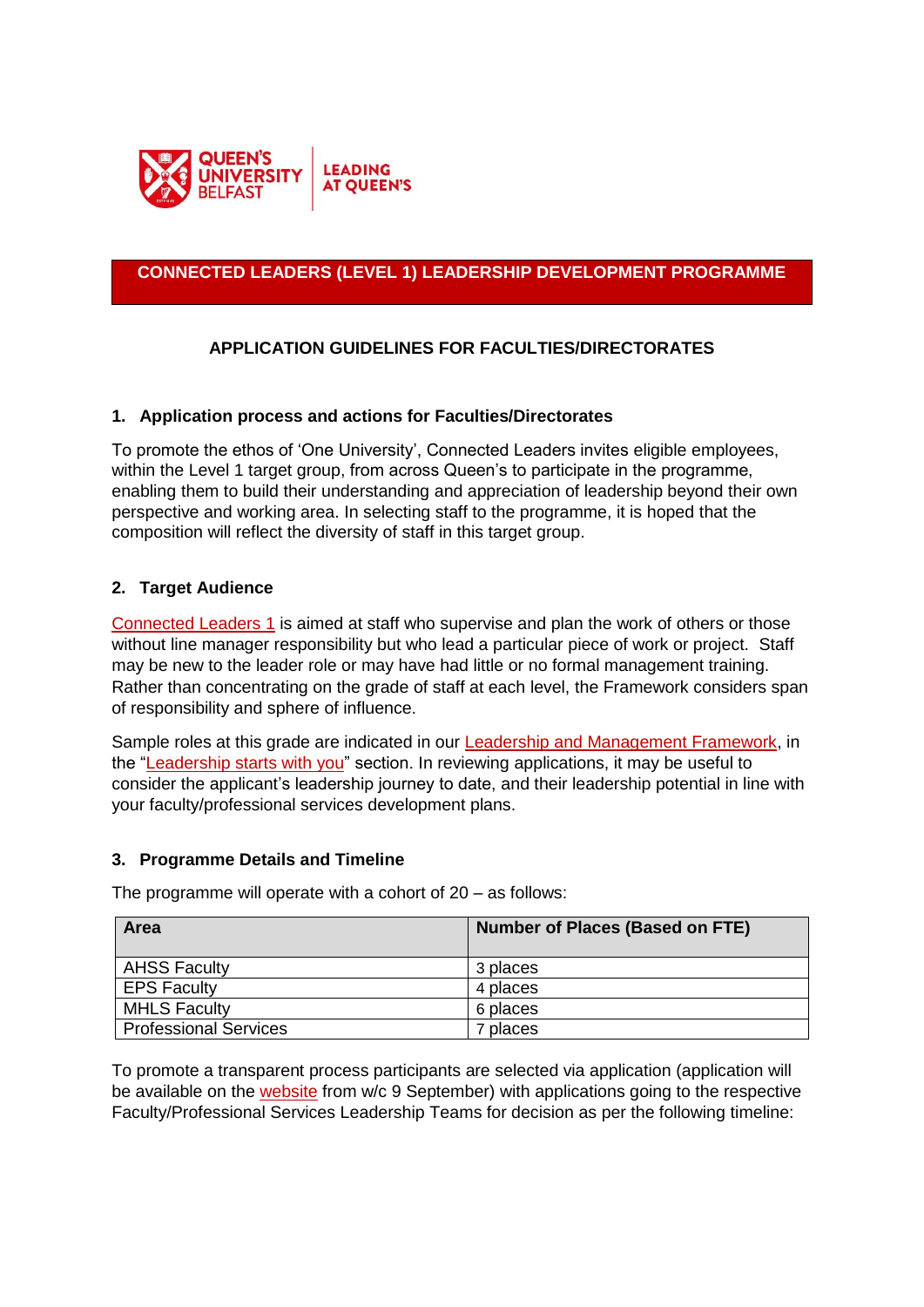QUEEN'S UNIVERSITY BELFAST | LEADING AT QUEEN'S

# CONNECTED LEADERS (LEVEL 1) LEADERSHIP DEVELOPMENT PROGRAMME

## APPLICATION GUIDELINES FOR FACULTIES/DIRECTORATES

### 1. Application process and actions for Faculties/Directorates

To promote the ethos of 'One University', Connected Leaders invites eligible employees, within the Level 1 target group, from across Queen's to participate in the programme, enabling them to build their understanding and appreciation of leadership beyond their own perspective and working area. In selecting staff to the programme, it is hoped that the composition will reflect the diversity of staff in this target group.

### 2. Target Audience

Connected Leaders 1 is aimed at staff who supervise and plan the work of others or those without line manager responsibility but who lead a particular piece of work or project. Staff may be new to the leader role or may have had little or no formal management training. Rather than concentrating on the grade of staff at each level, the Framework considers span of responsibility and sphere of influence.

Sample roles at this grade are indicated in our Leadership and Management Framework, in the "Leadership starts with you" section. In reviewing applications, it may be useful to consider the applicant's leadership journey to date, and their leadership potential in line with your faculty/professional services development plans.

### 3. Programme Details and Timeline

The programme will operate with a cohort of 20 – as follows:

| Area | Number of Places (Based on FTE) |
|---|---|
| AHSS Faculty | 3 places |
| EPS Faculty | 4 places |
| MHLS Faculty | 6 places |
| Professional Services | 7 places |

To promote a transparent process participants are selected via application (application will be available on the website from w/c 9 September) with applications going to the respective Faculty/Professional Services Leadership Teams for decision as per the following timeline: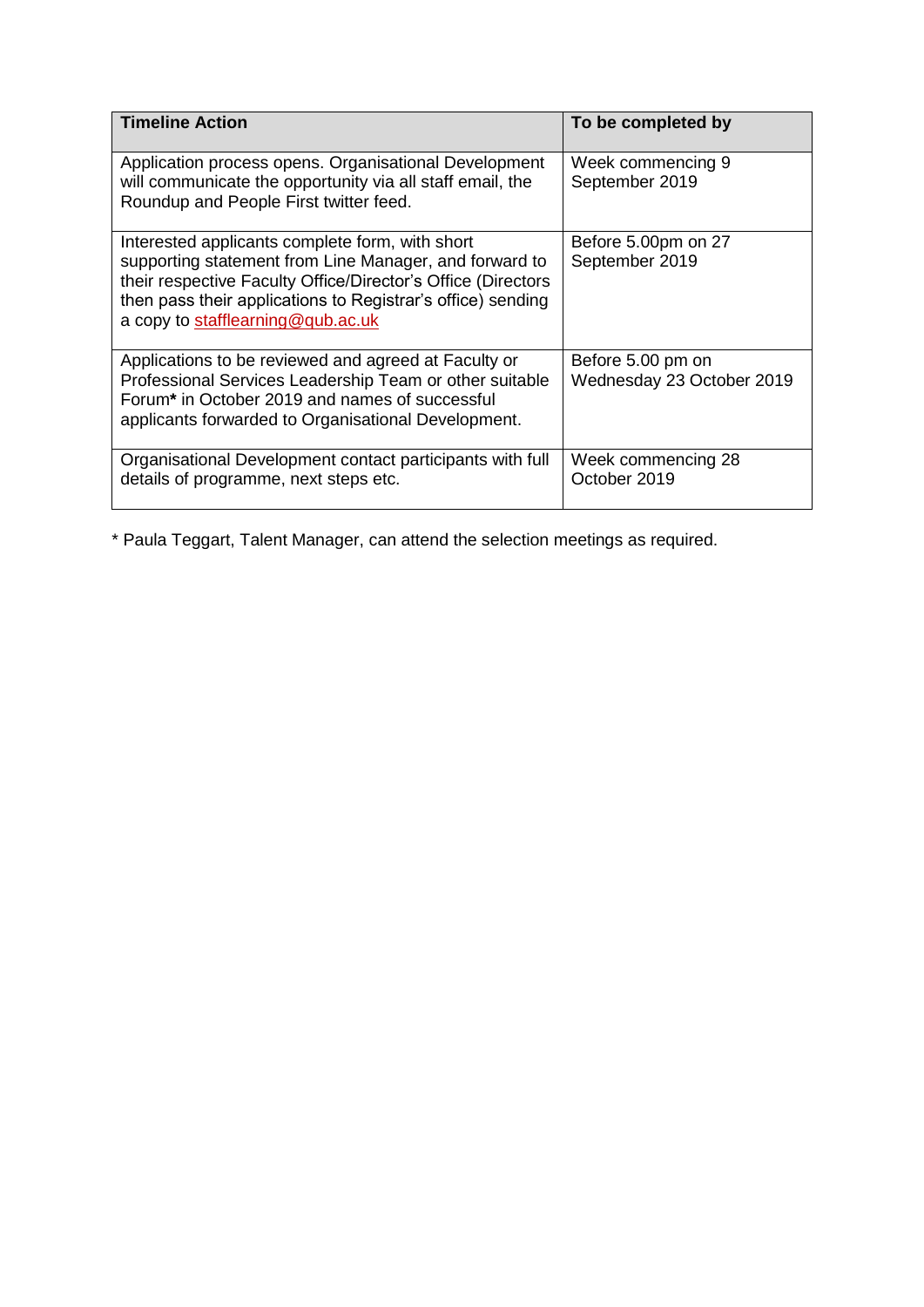| Timeline Action | To be completed by |
|---|---|
| Application process opens. Organisational Development will communicate the opportunity via all staff email, the Roundup and People First twitter feed. | Week commencing 9 September 2019 |
| Interested applicants complete form, with short supporting statement from Line Manager, and forward to their respective Faculty Office/Director's Office (Directors then pass their applications to Registrar's office) sending a copy to stafflearning@qub.ac.uk | Before 5.00pm on 27 September 2019 |
| Applications to be reviewed and agreed at Faculty or Professional Services Leadership Team or other suitable Forum**\*** in October 2019 and names of successful applicants forwarded to Organisational Development. | Before 5.00 pm on Wednesday 23 October 2019 |
| Organisational Development contact participants with full details of programme, next steps etc. | Week commencing 28 October 2019 |

\* Paula Teggart, Talent Manager, can attend the selection meetings as required.